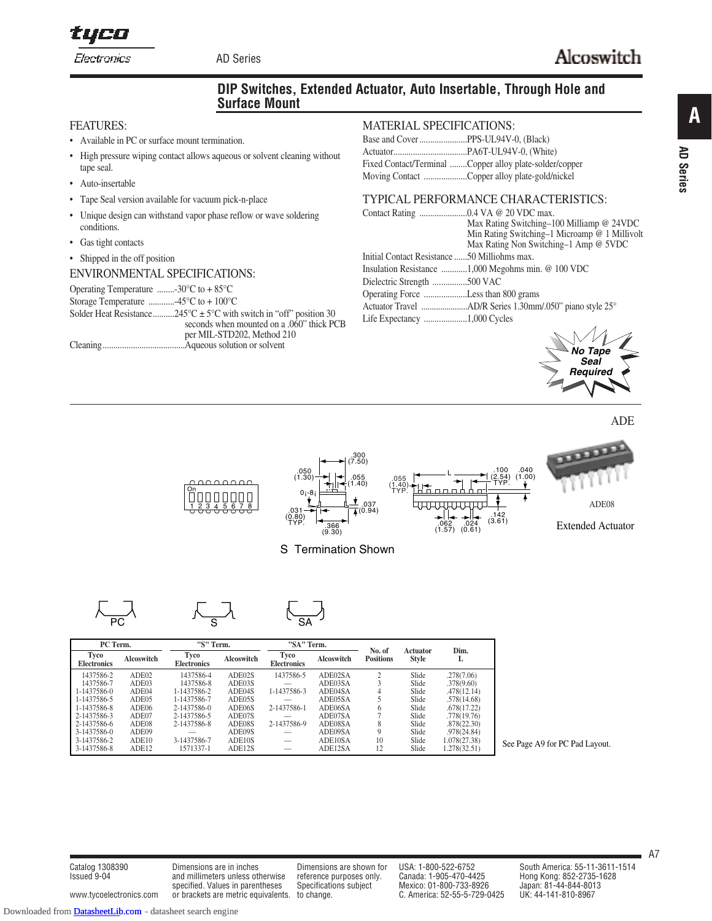# DIP Switches, Extended Actuator, Auto Insertable, Through Hole and Surface Mount

## FEATURES:

- Available in PC or surface mount termination.
- High pressure wiping contact allows aqueous or solvent cleaning without tape seal.
- Auto-insertable
- Tape Seal version available for vacuum pick-n-place
- Unique design can withstand vapor phase reflow or wave soldering conditions.
- Gas tight contacts
- Shipped in the off position

## ENVIRONMENTAL SPECIFICATIONS:

Operating Temperature ........-30°C to + 85°C
Storage Temperature ............-45°C to + 100°C
Solder Heat Resistance..........245°C ± 5°C with switch in "off" position 30 seconds when mounted on a .060" thick PCB per MIL-STD202, Method 210
Cleaning.......................................Aqueous solution or solvent

## MATERIAL SPECIFICATIONS:

Base and Cover......................PPS-UL94V-0, (Black)
Actuator..................................PA6T-UL94V-0, (White)
Fixed Contact/Terminal ........Copper alloy plate-solder/copper
Moving Contact ....................Copper alloy plate-gold/nickel

## TYPICAL PERFORMANCE CHARACTERISTICS:

Contact Rating ......................0.4 VA @ 20 VDC max.
Max Rating Switching–100 Milliamp @ 24VDC
Min Rating Switching–1 Microamp @ 1 Millivolt
Max Rating Non Switching–1 Amp @ 5VDC
Initial Contact Resistance ......50 Milliohms max.
Insulation Resistance ...........1,000 Megohms min. @ 100 VDC
Dielectric Strength ................500 VAC
Operating Force ....................Less than 800 grams
Actuator Travel .....................AD/R Series 1.30mm/.050" piano style 25°
Life Expectancy ....................1,000 Cycles

**No Tape Seal Required**

ADE

ADE08

Extended Actuator

S Termination Shown

| PC Term. | | "S" Term. | | "SA" Term. | | No. of Positions | Actuator Style | Dim. L |
|---|---|---|---|---|---|---|---|---|
| Tyco Electronics | Alcoswitch | Tyco Electronics | Alcoswitch | Tyco Electronics | Alcoswitch | | | |
| 1437586-2 | ADE02 | 1437586-4 | ADE02S | 1437586-5 | ADE02SA | 2 | Slide | .278(7.06) |
| 1437586-7 | ADE03 | 1437586-8 | ADE03S | — | ADE03SA | 3 | Slide | .378(9.60) |
| 1-1437586-0 | ADE04 | 1-1437586-2 | ADE04S | 1-1437586-3 | ADE04SA | 4 | Slide | .478(12.14) |
| 1-1437586-5 | ADE05 | 1-1437586-7 | ADE05S | — | ADE05SA | 5 | Slide | .578(14.68) |
| 1-1437586-8 | ADE06 | 2-1437586-0 | ADE06S | 2-1437586-1 | ADE06SA | 6 | Slide | .678(17.22) |
| 2-1437586-3 | ADE07 | 2-1437586-5 | ADE07S | — | ADE07SA | 7 | Slide | .778(19.76) |
| 2-1437586-6 | ADE08 | 2-1437586-8 | ADE08S | 2-1437586-9 | ADE08SA | 8 | Slide | .878(22.30) |
| 3-1437586-0 | ADE09 | — | ADE09S | — | ADE09SA | 9 | Slide | .978(24.84) |
| 3-1437586-2 | ADE10 | 3-1437586-7 | ADE10S | — | ADE10SA | 10 | Slide | 1.078(27.38) |
| 3-1437586-8 | ADE12 | 1571337-1 | ADE12S | — | ADE12SA | 12 | Slide | 1.278(32.51) |

See Page A9 for PC Pad Layout.

Catalog 1308390
Issued 9-04
www.tycoelectronics.com

Dimensions are in inches and millimeters unless otherwise specified. Values in parentheses or brackets are metric equivalents.

Dimensions are shown for reference purposes only. Specifications subject to change.

USA: 1-800-522-6752
Canada: 1-905-470-4425
Mexico: 01-800-733-8926
C. America: 52-55-5-729-0425

South America: 55-11-3611-1514
Hong Kong: 852-2735-1628
Japan: 81-44-844-8013
UK: 44-141-810-8967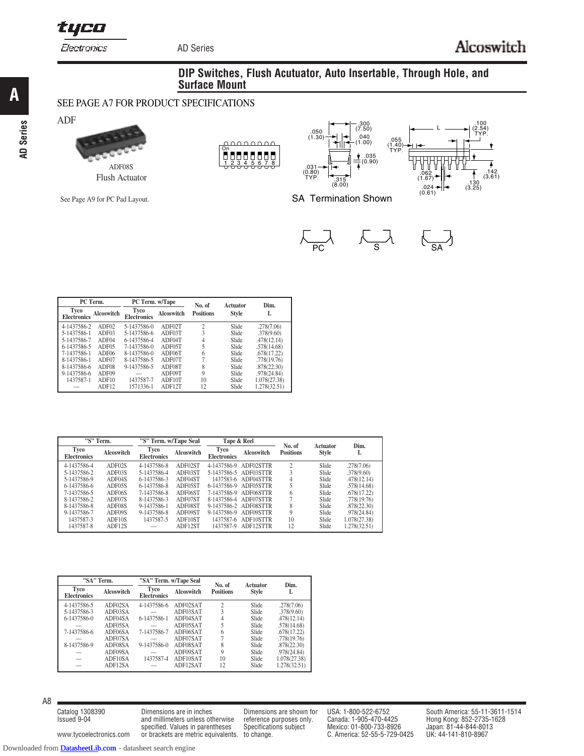# DIP Switches, Flush Acutuator, Auto Insertable, Through Hole, and Surface Mount

SEE PAGE A7 FOR PRODUCT SPECIFICATIONS

ADF

ADF08S

Flush Actuator

See Page A9 for PC Pad Layout.

SA Termination Shown

PC    S    SA

| PC Term. | | PC Term. w/Tape | | No. of Positions | Actuator Style | Dim. L |
|---|---|---|---|---|---|---|
| Tyco Electronics | Alcoswitch | Tyco Electronics | Alcoswitch | | | |
| 4-1437586-2 | ADF02 | 5-1437586-0 | ADF02T | 2 | Slide | .278(7.06) |
| 5-1437586-1 | ADF03 | 5-1437586-6 | ADF03T | 3 | Slide | .378(9.60) |
| 5-1437586-7 | ADF04 | 6-1437586-4 | ADF04T | 4 | Slide | .478(12.14) |
| 6-1437586-5 | ADF05 | 7-1437586-0 | ADF05T | 5 | Slide | .578(14.68) |
| 7-1437586-1 | ADF06 | 8-1437586-0 | ADF06T | 6 | Slide | .678(17.22) |
| 8-1437586-1 | ADF07 | 8-1437586-5 | ADF07T | 7 | Slide | .778(19.76) |
| 8-1437586-6 | ADF08 | 9-1437586-5 | ADF08T | 8 | Slide | .878(22.30) |
| 9-1437586-6 | ADF09 | — | ADF09T | 9 | Slide | .978(24.84) |
| 1437587-1 | ADF10 | 1437587-7 | ADF10T | 10 | Slide | 1.078(27.38) |
| — | ADF12 | 1571336-1 | ADF12T | 12 | Slide | 1.278(32.51) |

| "S" Term. | | "S" Term. w/Tape Seal | | Tape & Reel | | No. of Positions | Actuator Style | Dim. L |
|---|---|---|---|---|---|---|---|---|
| Tyco Electronics | Alcoswitch | Tyco Electronics | Alcoswitch | Tyco Electronics | Alcoswitch | | | |
| 4-1437586-4 | ADF02S | 4-1437586-8 | ADF02ST | 4-1437586-9 | ADF02STTR | 2 | Slide | .278(7.06) |
| 5-1437586-2 | ADF03S | 5-1437586-4 | ADF03ST | 5-1437586-5 | ADF03STTR | 3 | Slide | .378(9.60) |
| 5-1437586-9 | ADF04S | 6-1437586-3 | ADF04ST | 1437583-6 | ADF04STTR | 4 | Slide | .478(12.14) |
| 6-1437586-6 | ADF05S | 6-1437586-8 | ADF05ST | 6-1437586-9 | ADF05STTR | 5 | Slide | .578(14.68) |
| 7-1437586-5 | ADF06S | 7-1437586-8 | ADF06ST | 7-1437586-9 | ADF06STTR | 6 | Slide | .678(17.22) |
| 8-1437586-2 | ADF07S | 8-1437586-3 | ADF07ST | 8-1437586-4 | ADF07STTR | 7 | Slide | .778(19.76) |
| 8-1437586-8 | ADF08S | 9-1437586-1 | ADF08ST | 9-1437586-2 | ADF08STTR | 8 | Slide | .878(22.30) |
| 9-1437586-7 | ADF09S | 9-1437586-8 | ADF09ST | 9-1437586-9 | ADF09STTR | 9 | Slide | .978(24.84) |
| 1437587-3 | ADF10S | 1437587-5 | ADF10ST | 1437587-6 | ADF10STTR | 10 | Slide | 1.078(27.38) |
| 1437587-8 | ADF12S | — | ADF12ST | 1437587-9 | ADF12STTR | 12 | Slide | 1.278(32.51) |

| "SA" Term. | | "SA" Term. w/Tape Seal | | No. of Positions | Actuator Style | Dim. L |
|---|---|---|---|---|---|---|
| Tyco Electronics | Alcoswitch | Tyco Electronics | Alcoswitch | | | |
| 4-1437586-5 | ADF02SA | 4-1437586-6 | ADF02SAT | 2 | Slide | .278(7.06) |
| 5-1437586-3 | ADF03SA | — | ADF03SAT | 3 | Slide | .378(9.60) |
| 6-1437586-0 | ADF04SA | 6-1437586-1 | ADF04SAT | 4 | Slide | .478(12.14) |
| — | ADF05SA | — | ADF05SAT | 5 | Slide | .578(14.68) |
| 7-1437586-6 | ADF06SA | 7-1437586-7 | ADF06SAT | 6 | Slide | .678(17.22) |
| — | ADF07SA | — | ADF07SAT | 7 | Slide | .778(19.76) |
| 8-1437586-9 | ADF08SA | 9-1437586-0 | ADF08SAT | 8 | Slide | .878(22.30) |
| — | ADF09SA | — | ADF09SAT | 9 | Slide | .978(24.84) |
| — | ADF10SA | 1437587-4 | ADF10SAT | 10 | Slide | 1.078(27.38) |
| — | ADF12SA | — | ADF12SAT | 12 | Slide | 1.278(32.51) |

Catalog 1308390
Issued 9-04

www.tycoelectronics.com

Dimensions are in inches and millimeters unless otherwise specified. Values in parentheses or brackets are metric equivalents.

Dimensions are shown for reference purposes only. Specifications subject to change.

USA: 1-800-522-6752
Canada: 1-905-470-4425
Mexico: 01-800-733-8926
C. America: 52-55-5-729-0425

South America: 55-11-3611-1514
Hong Kong: 852-2735-1628
Japan: 81-44-844-8013
UK: 44-141-810-8967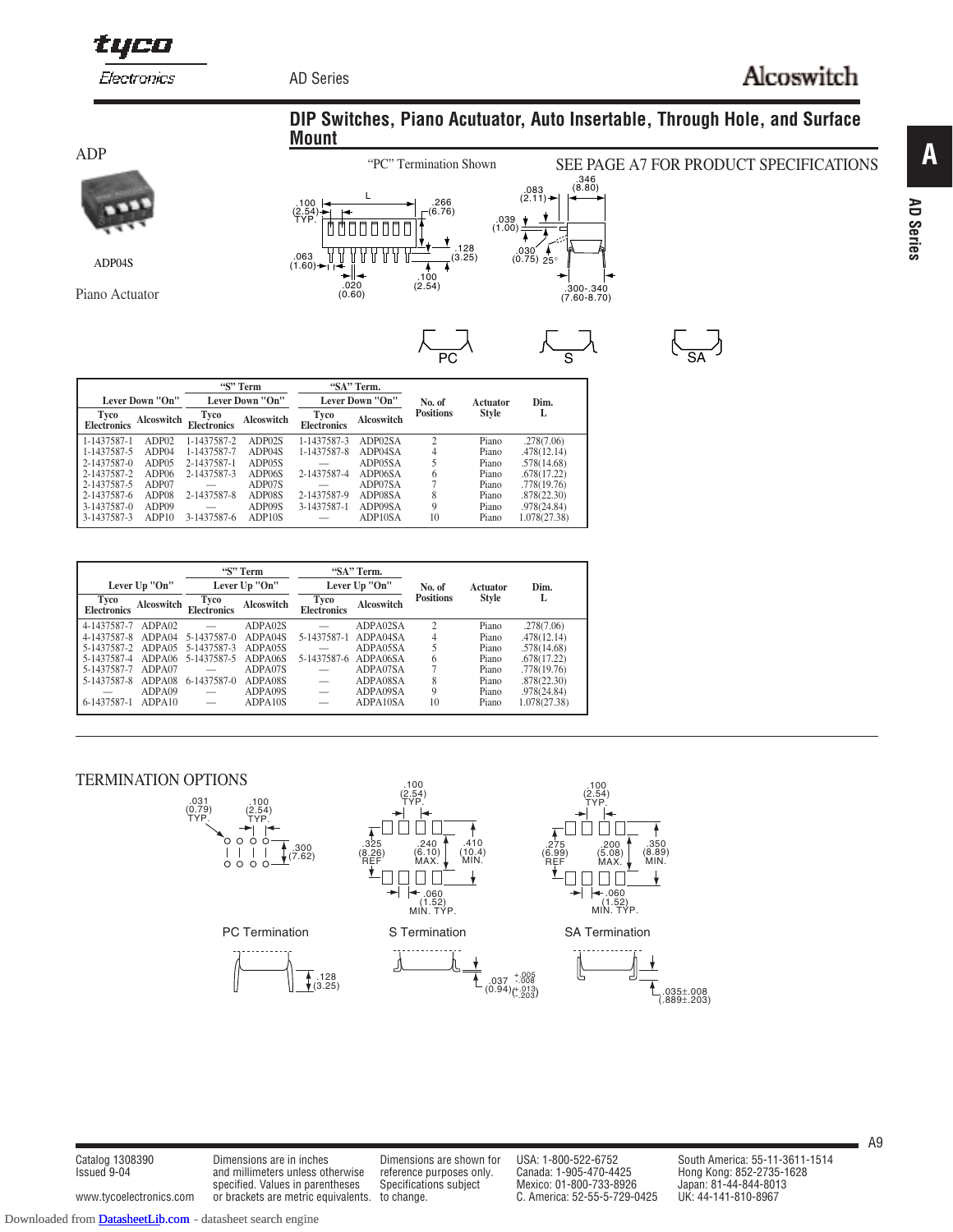# DIP Switches, Piano Acutuator, Auto Insertable, Through Hole, and Surface Mount

## ADP

ADP04S

Piano Actuator

"PC" Termination Shown

SEE PAGE A7 FOR PRODUCT SPECIFICATIONS

| Lever Down "On" | | "S" Term Lever Down "On" | | "SA" Term. Lever Down "On" | | No. of Positions | Actuator Style | Dim. L |
|---|---|---|---|---|---|---|---|---|
| Tyco Electronics | Alcoswitch | Tyco Electronics | Alcoswitch | Tyco Electronics | Alcoswitch | | | |
| 1-1437587-1 | ADP02 | 1-1437587-2 | ADP02S | 1-1437587-3 | ADP02SA | 2 | Piano | .278(7.06) |
| 1-1437587-5 | ADP04 | 1-1437587-7 | ADP04S | 1-1437587-8 | ADP04SA | 4 | Piano | .478(12.14) |
| 2-1437587-0 | ADP05 | 2-1437587-1 | ADP05S | — | ADP05SA | 5 | Piano | .578(14.68) |
| 2-1437587-2 | ADP06 | 2-1437587-3 | ADP06S | 2-1437587-4 | ADP06SA | 6 | Piano | .678(17.22) |
| 2-1437587-5 | ADP07 | — | ADP07S | — | ADP07SA | 7 | Piano | .778(19.76) |
| 2-1437587-6 | ADP08 | 2-1437587-8 | ADP08S | 2-1437587-9 | ADP08SA | 8 | Piano | .878(22.30) |
| 3-1437587-0 | ADP09 | — | ADP09S | 3-1437587-1 | ADP09SA | 9 | Piano | .978(24.84) |
| 3-1437587-3 | ADP10 | 3-1437587-6 | ADP10S | — | ADP10SA | 10 | Piano | 1.078(27.38) |

| Lever Up "On" | | "S" Term Lever Up "On" | | "SA" Term. Lever Up "On" | | No. of Positions | Actuator Style | Dim. L |
|---|---|---|---|---|---|---|---|---|
| Tyco Electronics | Alcoswitch | Tyco Electronics | Alcoswitch | Tyco Electronics | Alcoswitch | | | |
| 4-1437587-7 | ADPA02 | — | ADPA02S | — | ADPA02SA | 2 | Piano | .278(7.06) |
| 4-1437587-8 | ADPA04 | 5-1437587-0 | ADPA04S | 5-1437587-1 | ADPA04SA | 4 | Piano | .478(12.14) |
| 5-1437587-2 | ADPA05 | 5-1437587-3 | ADPA05S | — | ADPA05SA | 5 | Piano | .578(14.68) |
| 5-1437587-4 | ADPA06 | 5-1437587-5 | ADPA06S | 5-1437587-6 | ADPA06SA | 6 | Piano | .678(17.22) |
| 5-1437587-7 | ADPA07 | — | ADPA07S | — | ADPA07SA | 7 | Piano | .778(19.76) |
| 5-1437587-8 | ADPA08 | 6-1437587-0 | ADPA08S | — | ADPA08SA | 8 | Piano | .878(22.30) |
| — | ADPA09 | — | ADPA09S | — | ADPA09SA | 9 | Piano | .978(24.84) |
| 6-1437587-1 | ADPA10 | — | ADPA10S | — | ADPA10SA | 10 | Piano | 1.078(27.38) |

## TERMINATION OPTIONS

PC Termination

S Termination

SA Termination

Catalog 1308390
Issued 9-04

www.tycoelectronics.com

Dimensions are in inches and millimeters unless otherwise specified. Values in parentheses or brackets are metric equivalents.

Dimensions are shown for reference purposes only. Specifications subject to change.

USA: 1-800-522-6752
Canada: 1-905-470-4425
Mexico: 01-800-733-8926
C. America: 52-55-5-729-0425

South America: 55-11-3611-1514
Hong Kong: 852-2735-1628
Japan: 81-44-844-8013
UK: 44-141-810-8967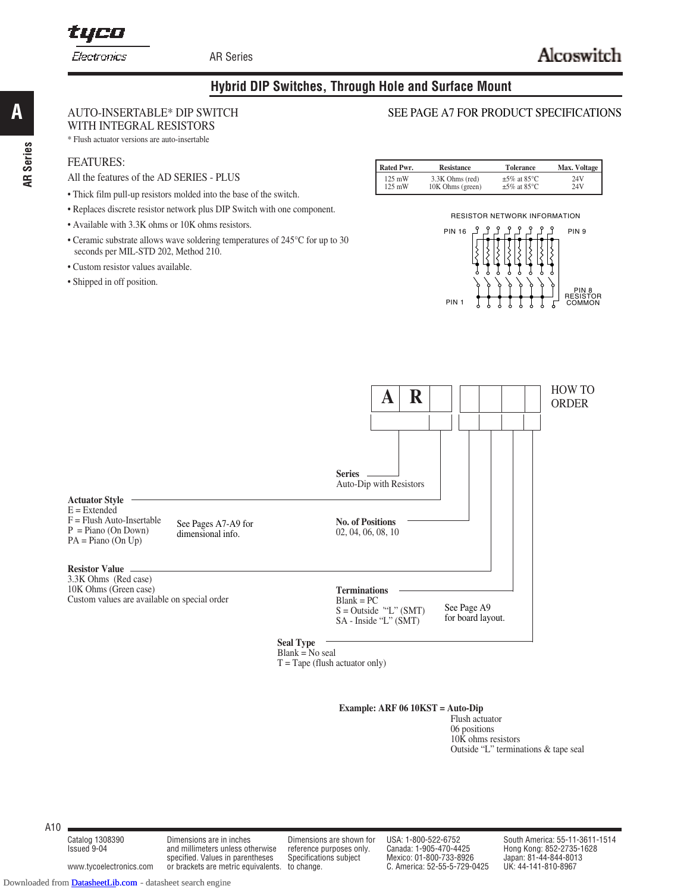# Hybrid DIP Switches, Through Hole and Surface Mount

## AUTO-INSERTABLE* DIP SWITCH WITH INTEGRAL RESISTORS

* Flush actuator versions are auto-insertable

SEE PAGE A7 FOR PRODUCT SPECIFICATIONS

### FEATURES:

All the features of the AD SERIES - PLUS

- Thick film pull-up resistors molded into the base of the switch.
- Replaces discrete resistor network plus DIP Switch with one component.
- Available with 3.3K ohms or 10K ohms resistors.
- Ceramic substrate allows wave soldering temperatures of 245°C for up to 30 seconds per MIL-STD 202, Method 210.
- Custom resistor values available.
- Shipped in off position.

| Rated Pwr. | Resistance | Tolerance | Max. Voltage |
|---|---|---|---|
| 125 mW | 3.3K Ohms (red) | ±5% at 85°C | 24V |
| 125 mW | 10K Ohms (green) | ±5% at 85°C | 24V |

RESISTOR NETWORK INFORMATION

PIN 16

PIN 9

PIN 1

PIN 8 RESISTOR COMMON

### HOW TO ORDER

A R

**Series**
Auto-Dip with Resistors

**Actuator Style**
E = Extended
F = Flush Auto-Insertable
P = Piano (On Down)
PA = Piano (On Up)

See Pages A7-A9 for dimensional info.

**No. of Positions**
02, 04, 06, 08, 10

**Resistor Value**
3.3K Ohms (Red case)
10K Ohms (Green case)
Custom values are available on special order

**Terminations**
Blank = PC
S = Outside "L" (SMT)
SA - Inside "L" (SMT)

See Page A9 for board layout.

**Seal Type**
Blank = No seal
T = Tape (flush actuator only)

**Example: ARF 06 10KST = Auto-Dip**
Flush actuator
06 positions
10K ohms resistors
Outside "L" terminations & tape seal